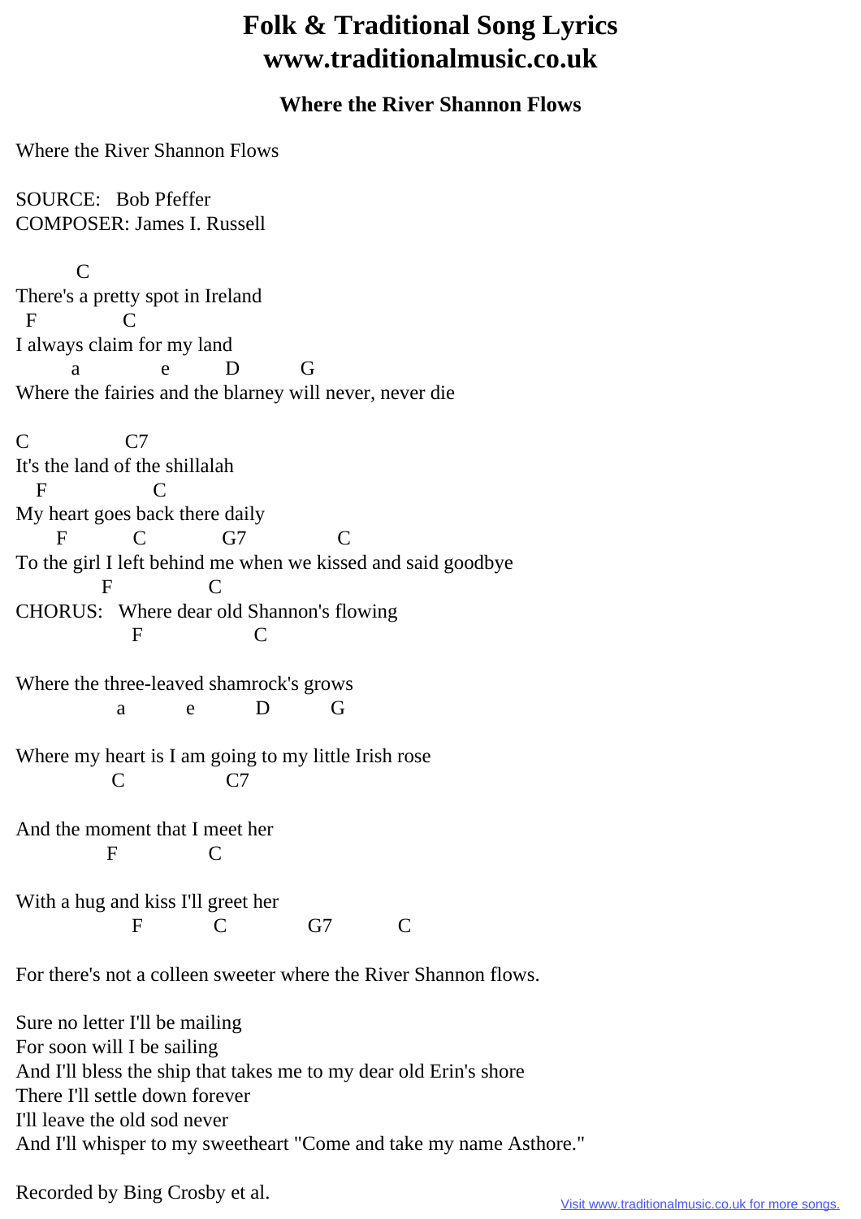# Folk & Traditional Song Lyrics
# www.traditionalmusic.co.uk

## Where the River Shannon Flows

Where the River Shannon Flows

SOURCE:   Bob Pfeffer
COMPOSER: James I. Russell

```
          C
There's a pretty spot in Ireland
  F           C
I always claim for my land
         a            e        D         G
Where the fairies and the blarney will never, never die

C               C7
It's the land of the shillalah
   F                 C
My heart goes back there daily
      F          C            G7              C
To the girl I left behind me when we kissed and said goodbye
            F              C
CHORUS:   Where dear old Shannon's flowing
                F                C

Where the three-leaved shamrock's grows
               a         e        D        G

Where my heart is I am going to my little Irish rose
              C                C7

And the moment that I meet her
             F             C

With a hug and kiss I'll greet her
                F           C            G7         C

For there's not a colleen sweeter where the River Shannon flows.
```

Sure no letter I'll be mailing
For soon will I be sailing
And I'll bless the ship that takes me to my dear old Erin's shore
There I'll settle down forever
I'll leave the old sod never
And I'll whisper to my sweetheart "Come and take my name Asthore."

Recorded by Bing Crosby et al.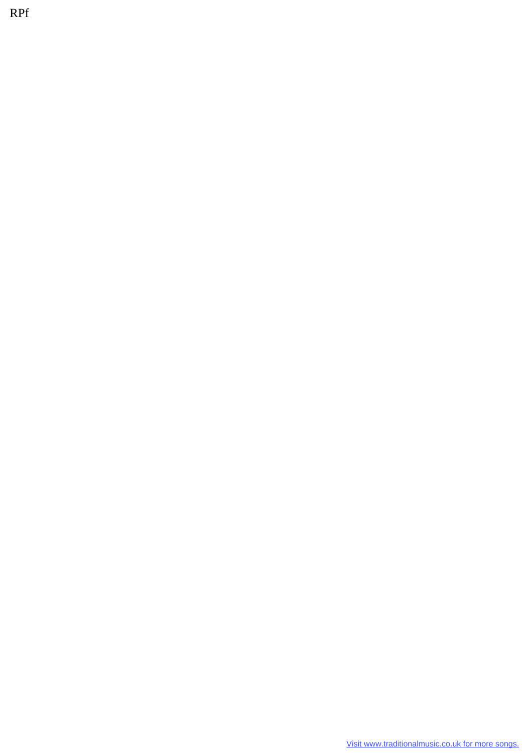RPf